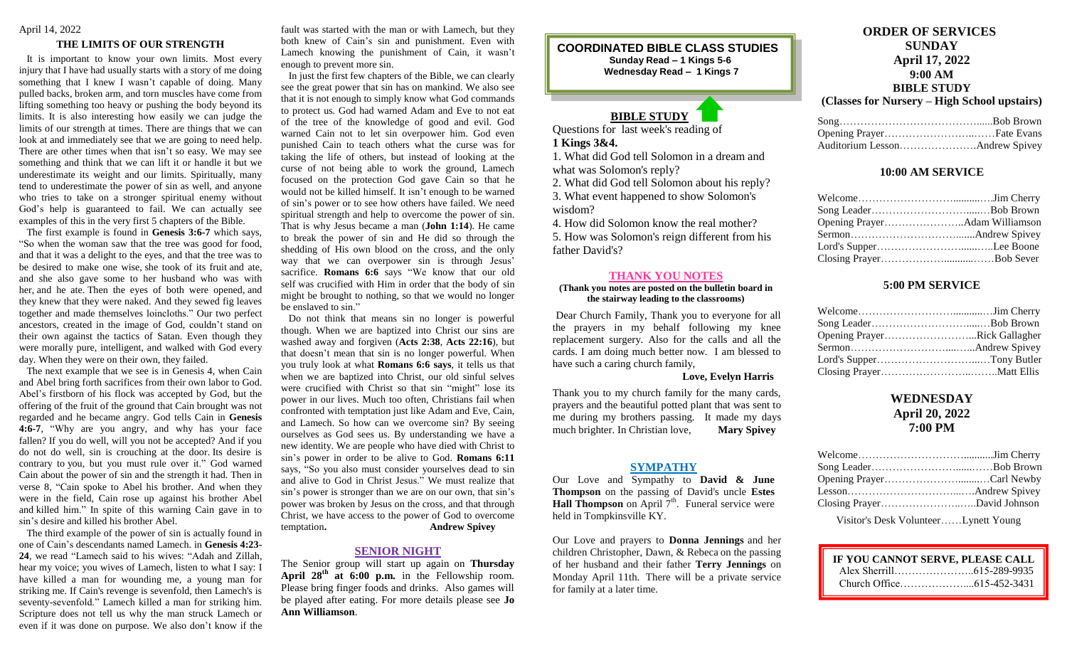April 14, 2022

## THE LIMITS OF OUR STRENGTH

It is important to know your own limits. Most every injury that I have had usually starts with a story of me doing something that I knew I wasn't capable of doing. Many pulled backs, broken arm, and torn muscles have come from lifting something too heavy or pushing the body beyond its limits. It is also interesting how easily we can judge the limits of our strength at times. There are things that we can look at and immediately see that we are going to need help. There are other times when that isn't so easy. We may see something and think that we can lift it or handle it but we underestimate its weight and our limits. Spiritually, many tend to underestimate the power of sin as well, and anyone who tries to take on a stronger spiritual enemy without God's help is guaranteed to fail. We can actually see examples of this in the very first 5 chapters of the Bible.

The first example is found in **Genesis 3:6-7** which says, "So when the woman saw that the tree was good for food, and that it was a delight to the eyes, and that the tree was to be desired to make one wise, she took of its fruit and ate, and she also gave some to her husband who was with her, and he ate. Then the eyes of both were opened, and they knew that they were naked. And they sewed fig leaves together and made themselves loincloths." Our two perfect ancestors, created in the image of God, couldn't stand on their own against the tactics of Satan. Even though they were morally pure, intelligent, and walked with God every day. When they were on their own, they failed.

The next example that we see is in Genesis 4, when Cain and Abel bring forth sacrifices from their own labor to God. Abel's firstborn of his flock was accepted by God, but the offering of the fruit of the ground that Cain brought was not regarded and he became angry. God tells Cain in **Genesis 4:6-7**, "Why are you angry, and why has your face fallen? If you do well, will you not be accepted? And if you do not do well, sin is crouching at the door. Its desire is contrary to you, but you must rule over it." God warned Cain about the power of sin and the strength it had. Then in verse 8, "Cain spoke to Abel his brother. And when they were in the field, Cain rose up against his brother Abel and killed him." In spite of this warning Cain gave in to sin's desire and killed his brother Abel.

The third example of the power of sin is actually found in one of Cain's descendants named Lamech. in **Genesis 4:23-24**, we read "Lamech said to his wives: "Adah and Zillah, hear my voice; you wives of Lamech, listen to what I say: I have killed a man for wounding me, a young man for striking me. If Cain's revenge is sevenfold, then Lamech's is seventy-sevenfold." Lamech killed a man for striking him. Scripture does not tell us why the man struck Lamech or even if it was done on purpose. We also don't know if the fault was started with the man or with Lamech, but they both knew of Cain's sin and punishment. Even with Lamech knowing the punishment of Cain, it wasn't enough to prevent more sin.

In just the first few chapters of the Bible, we can clearly see the great power that sin has on mankind. We also see that it is not enough to simply know what God commands to protect us. God had warned Adam and Eve to not eat of the tree of the knowledge of good and evil. God warned Cain not to let sin overpower him. God even punished Cain to teach others what the curse was for taking the life of others, but instead of looking at the curse of not being able to work the ground, Lamech focused on the protection God gave Cain so that he would not be killed himself. It isn't enough to be warned of sin's power or to see how others have failed. We need spiritual strength and help to overcome the power of sin. That is why Jesus became a man (**John 1:14**). He came to break the power of sin and He did so through the shedding of His own blood on the cross, and the only way that we can overpower sin is through Jesus' sacrifice. **Romans 6:6** says "We know that our old self was crucified with Him in order that the body of sin might be brought to nothing, so that we would no longer be enslaved to sin."

Do not think that means sin no longer is powerful though. When we are baptized into Christ our sins are washed away and forgiven (**Acts 2:38**, **Acts 22:16**), but that doesn't mean that sin is no longer powerful. When you truly look at what **Romans 6:6 says**, it tells us that when we are baptized into Christ, our old sinful selves were crucified with Christ so that sin "might" lose its power in our lives. Much too often, Christians fail when confronted with temptation just like Adam and Eve, Cain, and Lamech. So how can we overcome sin? By seeing ourselves as God sees us. By understanding we have a new identity. We are people who have died with Christ to sin's power in order to be alive to God. **Romans 6:11** says, "So you also must consider yourselves dead to sin and alive to God in Christ Jesus." We must realize that sin's power is stronger than we are on our own, that sin's power was broken by Jesus on the cross, and that through Christ, we have access to the power of God to overcome temptation. **Andrew Spivey**

## SENIOR NIGHT

The Senior group will start up again on **Thursday April 28th at 6:00 p.m.** in the Fellowship room. Please bring finger foods and drinks. Also games will be played after eating. For more details please see **Jo Ann Williamson**.

## COORDINATED BIBLE CLASS STUDIES

**Sunday Read – 1 Kings 5-6**
**Wednesday Read – 1 Kings 7**

## BIBLE STUDY

Questions for last week's reading of **1 Kings 3&4.**

1. What did God tell Solomon in a dream and what was Solomon's reply?
2. What did God tell Solomon about his reply?
3. What event happened to show Solomon's wisdom?
4. How did Solomon know the real mother?
5. How was Solomon's reign different from his father David's?

## THANK YOU NOTES

**(Thank you notes are posted on the bulletin board in the stairway leading to the classrooms)**

Dear Church Family, Thank you to everyone for all the prayers in my behalf following my knee replacement surgery. Also for the calls and all the cards. I am doing much better now. I am blessed to have such a caring church family,

**Love, Evelyn Harris**

Thank you to my church family for the many cards, prayers and the beautiful potted plant that was sent to me during my brothers passing. It made my days much brighter. In Christian love, **Mary Spivey**

## SYMPATHY

Our Love and Sympathy to **David & June Thompson** on the passing of David's uncle **Estes Hall Thompson** on April 7th. Funeral service were held in Tompkinsville KY.

Our Love and prayers to **Donna Jennings** and her children Christopher, Dawn, & Rebeca on the passing of her husband and their father **Terry Jennings** on Monday April 11th. There will be a private service for family at a later time.

## ORDER OF SERVICES

### SUNDAY
### April 17, 2022
### 9:00 AM
### BIBLE STUDY
**(Classes for Nursery – High School upstairs)**

Song……………………………………Bob Brown
Opening Prayer…………………………Fate Evans
Auditorium Lesson………………….Andrew Spivey

### 10:00 AM SERVICE

Welcome……………………………Jim Cherry
Song Leader…………………………Bob Brown
Opening Prayer……………………..Adam Williamson
Sermon……………………………….Andrew Spivey
Lord's Supper…………………………Lee Boone
Closing Prayer………………………Bob Sever

### 5:00 PM SERVICE

Welcome……………………………Jim Cherry
Song Leader…………………………Bob Brown
Opening Prayer……………………..Rick Gallagher
Sermon……………………………….Andrew Spivey
Lord's Supper…………………………Tony Butler
Closing Prayer…………………………Matt Ellis

### WEDNESDAY
### April 20, 2022
### 7:00 PM

Welcome……………………………Jim Cherry
Song Leader…………………………Bob Brown
Opening Prayer………………………Carl Newby
Lesson…………………………………Andrew Spivey
Closing Prayer…………………………David Johnson

Visitor's Desk Volunteer……Lynett Young

**IF YOU CANNOT SERVE, PLEASE CALL**
Alex Sherrill…………………..615-289-9935
Church Office………………...615-452-3431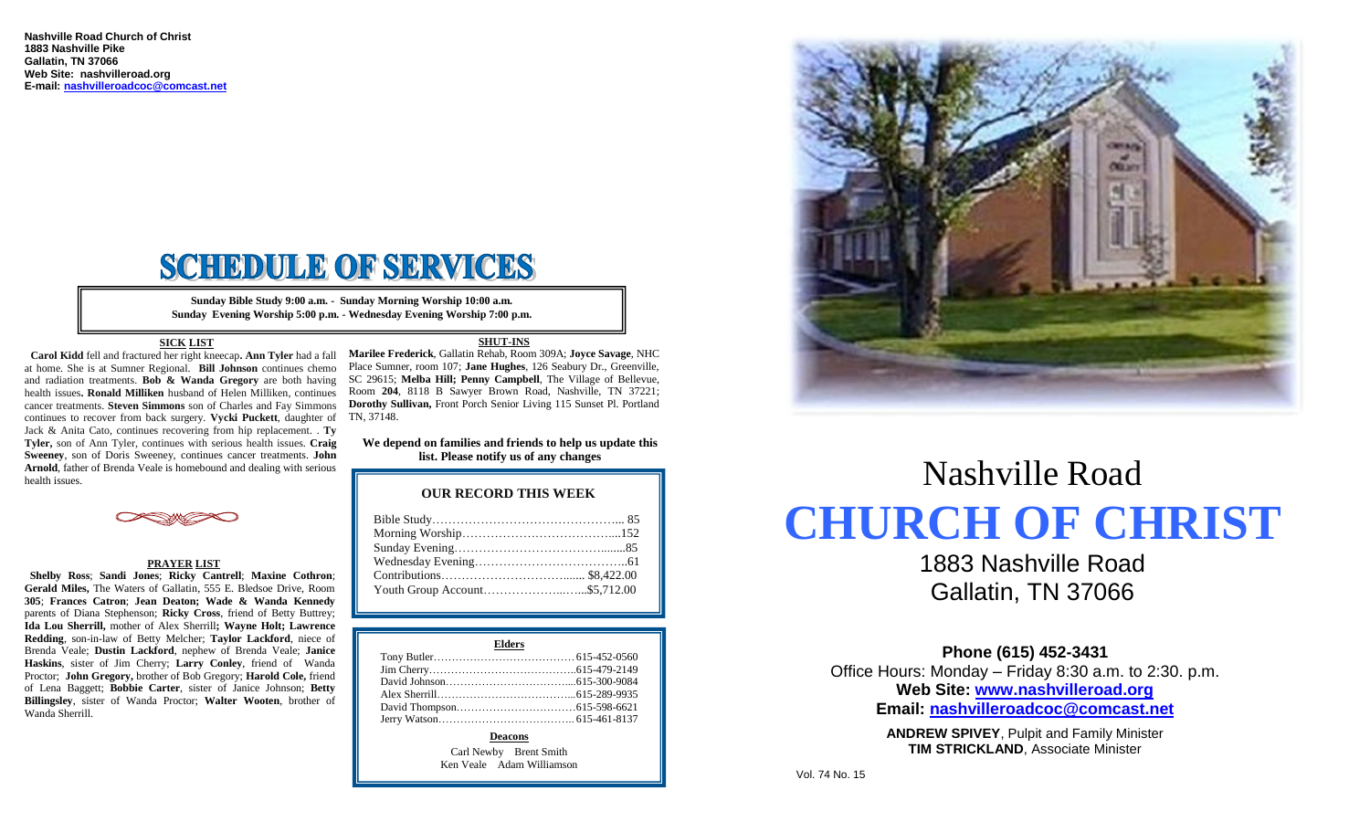**Nashville Road Church of Christ**
**1883 Nashville Pike**
**Gallatin, TN 37066**
**Web Site: nashvilleroad.org**
**E-mail: nashvilleroadcoc@comcast.net**

# SCHEDULE OF SERVICES

**Sunday Bible Study 9:00 a.m. - Sunday Morning Worship 10:00 a.m.**
**Sunday Evening Worship 5:00 p.m. - Wednesday Evening Worship 7:00 p.m.**

## SICK LIST

**Carol Kidd** fell and fractured her right kneecap**. Ann Tyler** had a fall at Sumner Regional. **Bill Johnson** continues chemo and radiation treatments. **Bob & Wanda Gregory** are both having health issues**. Ronald Milliken** husband of Helen Milliken, continues cancer treatments. **Steven Simmons** son of Charles and Fay Simmons continues to recover from back surgery. **Vycki Puckett**, daughter of Jack & Anita Cato, continues recovering from hip replacement. . **Ty Tyler,** son of Ann Tyler, continues with serious health issues. **Craig Sweeney**, son of Doris Sweeney, continues cancer treatments. **John Arnold**, father of Brenda Veale is homebound and dealing with serious health issues.

## PRAYER LIST

**Shelby Ross**; **Sandi Jones**; **Ricky Cantrell**; **Maxine Cothron**; **Gerald Miles,** The Waters of Gallatin, 555 E. Bledsoe Drive, Room **305**; **Frances Catron**; **Jean Deaton; Wade & Wanda Kennedy** parents of Diana Stephenson; **Ricky Cross**, friend of Betty Buttrey; **Ida Lou Sherrill,** mother of Alex Sherrill**; Wayne Holt; Lawrence Redding**, son-in-law of Betty Melcher; **Taylor Lackford**, niece of Brenda Veale; **Dustin Lackford**, nephew of Brenda Veale; **Janice Haskins**, sister of Jim Cherry; **Larry Conley**, friend of Wanda Proctor; **John Gregory,** brother of Bob Gregory; **Harold Cole,** friend of Lena Baggett; **Bobbie Carter**, sister of Janice Johnson; **Betty Billingsley**, sister of Wanda Proctor; **Walter Wooten**, brother of Wanda Sherrill.

## SHUT-INS

**Marilee Frederick**, Gallatin Rehab, Room 309A; **Joyce Savage**, NHC Place Sumner, room 107; **Jane Hughes**, 126 Seabury Dr., Greenville, SC 29615; **Melba Hill; Penny Campbell**, The Village of Bellevue, Room **204**, 8118 B Sawyer Brown Road, Nashville, TN 37221; **Dorothy Sullivan,** Front Porch Senior Living 115 Sunset Pl. Portland TN, 37148.

**We depend on families and friends to help us update this list. Please notify us of any changes**

## OUR RECORD THIS WEEK

| | |
|---|---|
| Bible Study | 85 |
| Morning Worship | 152 |
| Sunday Evening | 85 |
| Wednesday Evening | 61 |
| Contributions | $8,422.00 |
| Youth Group Account | $5,712.00 |

**Elders**

| | |
|---|---|
| Tony Butler | 615-452-0560 |
| Jim Cherry | 615-479-2149 |
| David Johnson | 615-300-9084 |
| Alex Sherrill | 615-289-9935 |
| David Thompson | 615-598-6621 |
| Jerry Watson | 615-461-8137 |

**Deacons**

Carl Newby Brent Smith
Ken Veale Adam Williamson

# Nashville Road
# CHURCH OF CHRIST

1883 Nashville Road
Gallatin, TN 37066

**Phone (615) 452-3431**
Office Hours: Monday – Friday 8:30 a.m. to 2:30. p.m.
**Web Site: www.nashvilleroad.org**
**Email: nashvilleroadcoc@comcast.net**

**ANDREW SPIVEY**, Pulpit and Family Minister
**TIM STRICKLAND**, Associate Minister

Vol. 74 No. 15